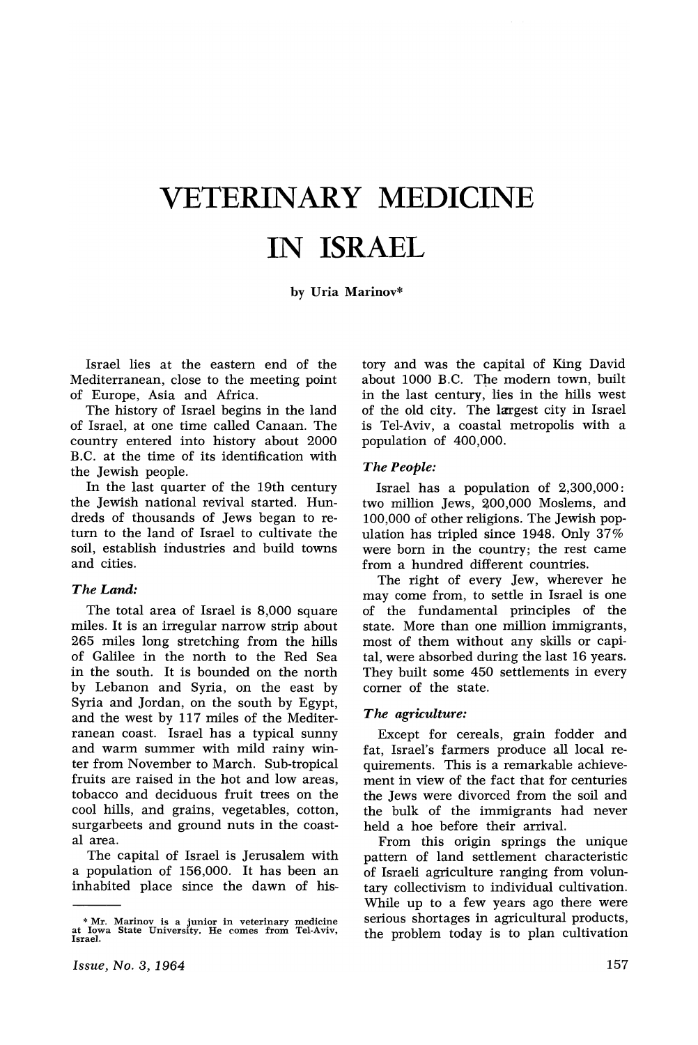# VETERINARY MEDICINE IN ISRAEL

by Uria Marinov*

Israel lies at the eastern end of the Mediterranean, close to the meeting point of Europe, Asia and Africa.

The history of Israel begins in the land of Israel, at one time called Canaan. The country entered into history about 2000 B.C. at the time of its identification with the Jewish people.

In the last quarter of the 19th century the Jewish national revival started. Hundreds of thousands of Jews began to return to the land of Israel to cultivate the soil, establish industries and build towns and cities.

### *The Land:*

The total area of Israel is 8,000 square miles. It is an irregular narrow strip about 265 miles long stretching from the hills of Galilee in the north to the Red Sea in the south. It is bounded on the north by Lebanon and Syria, on the east by Syria and Jordan, on the south by Egypt, and the west by 117 miles of the Mediterranean coast. Israel has a typical sunny and warm summer with mild rainy winter from November to March. Sub-tropical fruits are raised in the hot and low areas, tobacco and deciduous fruit trees on the cool hills, and grains, vegetables, cotton, surgarbeets and ground nuts in the coastal area.

The capital of Israel is Jerusalem with a population of 156,000. It has been an inhabited place since the dawn of history and was the capital of King David about 1000 B.C. The modern town, built in the last century, lies in the hills west of the old city. The largest city in Israel is Tel-Aviv, a coastal metropolis with a population of 400,000.

### *The People:*

Israel has a population of 2,300,000: two million Jews, 200,000 Moslems, and 100,000 of other religions. The Jewish population has tripled since 1948. Only 37% were born in the country; the rest came from a hundred different countries.

The right of every Jew, wherever he may come from, to settle in Israel is one of the fundamental principles of the state. More than one million immigrants, most of them without any skills or capital, were absorbed during the last 16 years. They built some 450 settlements in every corner of the state.

### *The agriculture:*

Except for cereals, grain fodder and fat, Israel's farmers produce all local requirements. This is a remarkable achievement in view of the fact that for centuries the Jews were divorced from the soil and the bulk of the immigrants had never held a hoe before their arrival.

From this origin springs the unique pattern of land settlement characteristic of Israeli agriculture ranging from voluntary collectivism to individual cultivation. While up to a few years ago there were serious shortages in agricultural products, the problem today is to plan cultivation

---

* Mr. Marinov is a junior in veterinary medicine at Iowa State University. He comes from Tel-Aviv, Israel.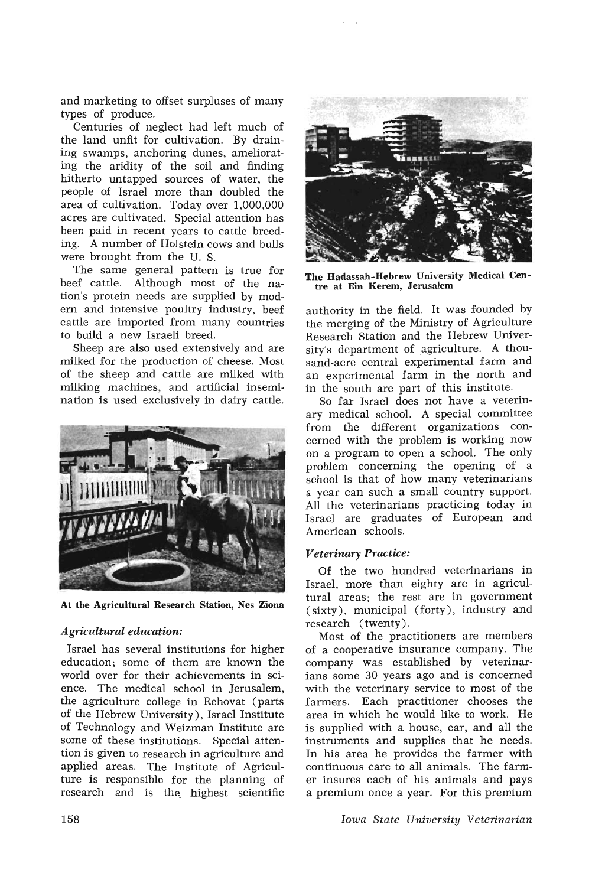and marketing to offset surpluses of many types of produce.

Centuries of neglect had left much of the land unfit for cultivation. By draining swamps, anchoring dunes, ameliorating the aridity of the soil and finding hitherto untapped sources of water, the people of Israel more than doubled the area of cultivation. Today over 1,000,000 acres are cultivated. Special attention has been paid in recent years to cattle breeding. A number of Holstein cows and bulls were brought from the U. S.

The same general pattern is true for beef cattle. Although most of the nation's protein needs are supplied by modern and intensive poultry industry, beef cattle are imported from many countries to build a new Israeli breed.

Sheep are also used extensively and are milked for the production of cheese. Most of the sheep and cattle are milked with milking machines, and artificial insemination is used exclusively in dairy cattle.

**At the Agricultural Research Station, Nes Ziona**

### *Agricultural education:*

Israel has several institutions for higher education; some of them are known the world over for their achievements in science. The medical school in Jerusalem, the agriculture college in Rehovat (parts of the Hebrew University), Israel Institute of Technology and Weizman Institute are some of these institutions. Special attention is given to research in agriculture and applied areas. The Institute of Agriculture is responsible for the planning of research and is the highest scientific authority in the field. It was founded by the merging of the Ministry of Agriculture Research Station and the Hebrew University's department of agriculture. A thousand-acre central experimental farm and an experimental farm in the north and in the south are part of this institute.

**The Hadassah-Hebrew University Medical Centre at Ein Kerem, Jerusalem**

So far Israel does not have a veterinary medical school. A special committee from the different organizations concerned with the problem is working now on a program to open a school. The only problem concerning the opening of a school is that of how many veterinarians a year can such a small country support. All the veterinarians practicing today in Israel are graduates of European and American schools.

### *Veterinary Practice:*

Of the two hundred veterinarians in Israel, more than eighty are in agricultural areas; the rest are in government (sixty), municipal (forty), industry and research (twenty).

Most of the practitioners are members of a cooperative insurance company. The company was established by veterinarians some 30 years ago and is concerned with the veterinary service to most of the farmers. Each practitioner chooses the area in which he would like to work. He is supplied with a house, car, and all the instruments and supplies that he needs. In his area he provides the farmer with continuous care to all animals. The farmer insures each of his animals and pays a premium once a year. For this premium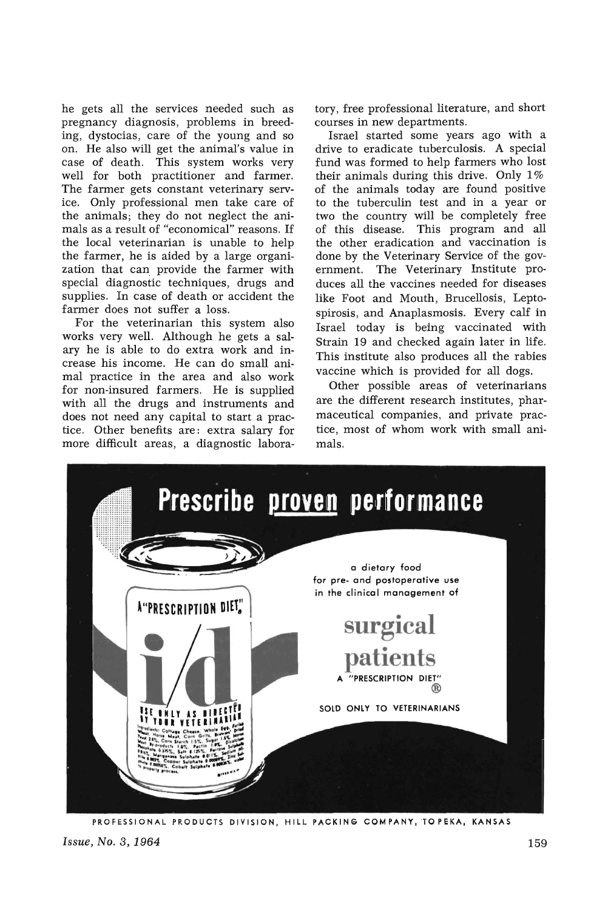he gets all the services needed such as pregnancy diagnosis, problems in breeding, dystocias, care of the young and so on. He also will get the animal's value in case of death. This system works very well for both practitioner and farmer. The farmer gets constant veterinary service. Only professional men take care of the animals; they do not neglect the animals as a result of "economical" reasons. If the local veterinarian is unable to help the farmer, he is aided by a large organization that can provide the farmer with special diagnostic techniques, drugs and supplies. In case of death or accident the farmer does not suffer a loss.

For the veterinarian this system also works very well. Although he gets a salary he is able to do extra work and increase his income. He can do small animal practice in the area and also work for non-insured farmers. He is supplied with all the drugs and instruments and does not need any capital to start a practice. Other benefits are: extra salary for more difficult areas, a diagnostic laboratory, free professional literature, and short courses in new departments.

Israel started some years ago with a drive to eradicate tuberculosis. A special fund was formed to help farmers who lost their animals during this drive. Only 1% of the animals today are found positive to the tuberculin test and in a year or two the country will be completely free of this disease. This program and all the other eradication and vaccination is done by the Veterinary Service of the government. The Veterinary Institute produces all the vaccines needed for diseases like Foot and Mouth, Brucellosis, Leptospirosis, and Anaplasmosis. Every calf in Israel today is being vaccinated with Strain 19 and checked again later in life. This institute also produces all the rabies vaccine which is provided for all dogs.

Other possible areas of veterinarians are the different research institutes, pharmaceutical companies, and private practice, most of whom work with small animals.

**Prescribe proven performance**

A "PRESCRIPTION DIET"

i/d

USE ONLY AS DIRECTED BY YOUR VETERINARIAN

a dietary food for pre- and postoperative use in the clinical management of

**surgical patients**

A "PRESCRIPTION DIET" ®

SOLD ONLY TO VETERINARIANS

PROFESSIONAL PRODUCTS DIVISION, HILL PACKING COMPANY, TOPEKA, KANSAS